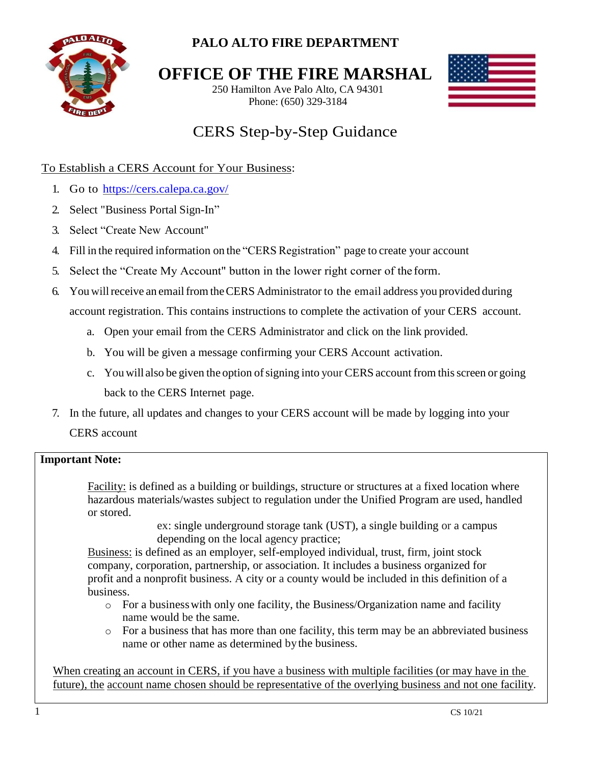# PALO ALTO FIRE DEPARTMENT

# OFFICE OF THE FIRE MARSHAL

250 Hamilton Ave Palo Alto, CA 94301
Phone: (650) 329-3184

## CERS Step-by-Step Guidance

To Establish a CERS Account for Your Business:

1. Go to https://cers.calepa.ca.gov/
2. Select "Business Portal Sign-In"
3. Select "Create New Account"
4. Fill in the required information on the "CERS Registration" page to create your account
5. Select the "Create My Account" button in the lower right corner of the form.
6. You will receive an email from the CERS Administrator to the email address you provided during account registration. This contains instructions to complete the activation of your CERS account.
   a. Open your email from the CERS Administrator and click on the link provided.
   b. You will be given a message confirming your CERS Account activation.
   c. You will also be given the option of signing into your CERS account from this screen or going back to the CERS Internet page.
7. In the future, all updates and changes to your CERS account will be made by logging into your CERS account

**Important Note:**

Facility: is defined as a building or buildings, structure or structures at a fixed location where hazardous materials/wastes subject to regulation under the Unified Program are used, handled or stored.

ex: single underground storage tank (UST), a single building or a campus depending on the local agency practice;

Business: is defined as an employer, self-employed individual, trust, firm, joint stock company, corporation, partnership, or association. It includes a business organized for profit and a nonprofit business. A city or a county would be included in this definition of a business.

- For a business with only one facility, the Business/Organization name and facility name would be the same.
- For a business that has more than one facility, this term may be an abbreviated business name or other name as determined by the business.

When creating an account in CERS, if you have a business with multiple facilities (or may have in the future), the account name chosen should be representative of the overlying business and not one facility.

CS 10/21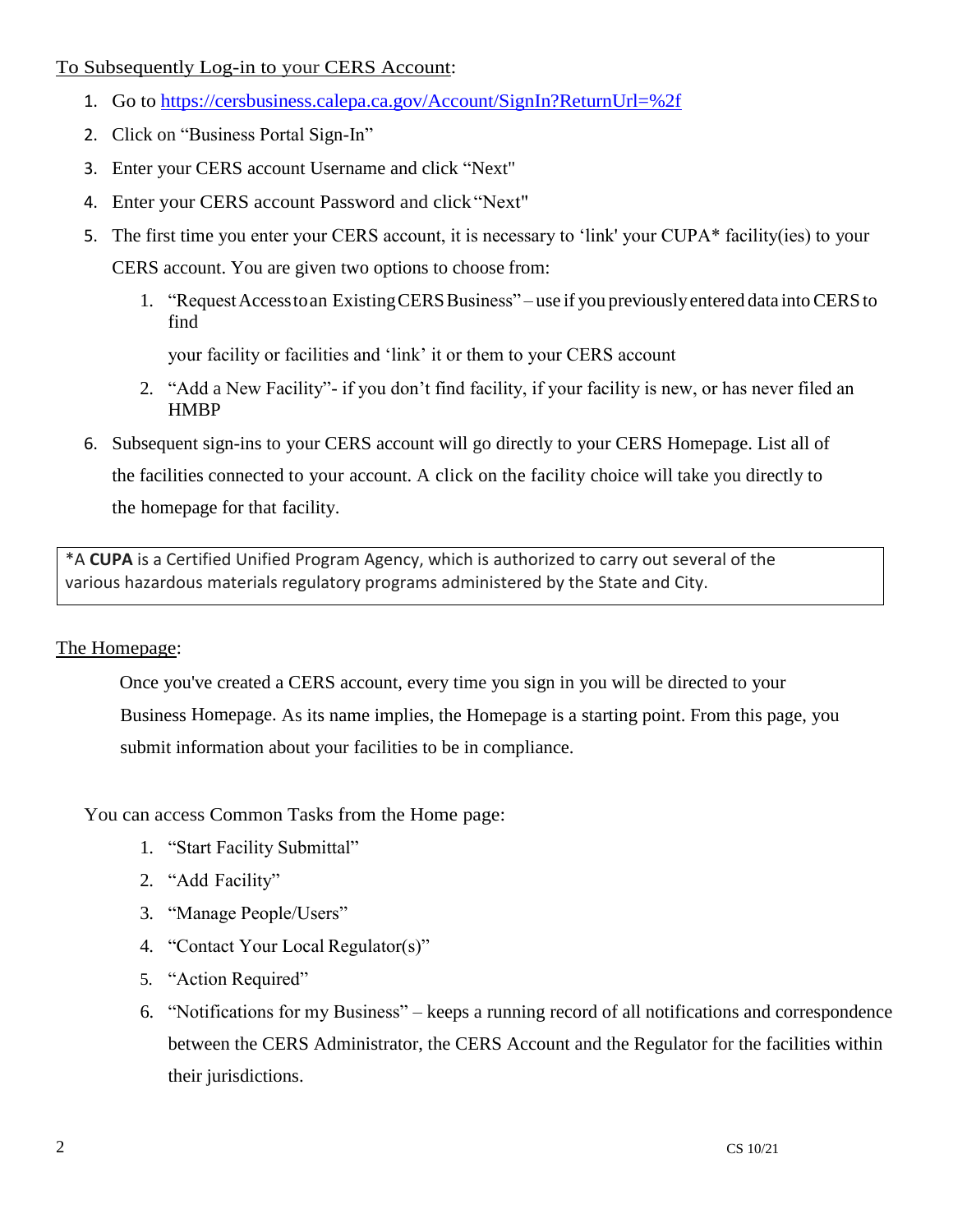To Subsequently Log-in to your CERS Account:

1. Go to https://cersbusiness.calepa.ca.gov/Account/SignIn?ReturnUrl=%2f
2. Click on "Business Portal Sign-In"
3. Enter your CERS account Username and click "Next"
4. Enter your CERS account Password and click "Next"
5. The first time you enter your CERS account, it is necessary to 'link' your CUPA* facility(ies) to your CERS account. You are given two options to choose from:
    1. "Request Access to an Existing CERS Business" – use if you previously entered data into CERS to find your facility or facilities and 'link' it or them to your CERS account
    2. "Add a New Facility"- if you don't find facility, if your facility is new, or has never filed an HMBP
6. Subsequent sign-ins to your CERS account will go directly to your CERS Homepage. List all of the facilities connected to your account. A click on the facility choice will take you directly to the homepage for that facility.

> *A **CUPA** is a Certified Unified Program Agency, which is authorized to carry out several of the various hazardous materials regulatory programs administered by the State and City.

The Homepage:

Once you've created a CERS account, every time you sign in you will be directed to your Business Homepage. As its name implies, the Homepage is a starting point. From this page, you submit information about your facilities to be in compliance.

You can access Common Tasks from the Home page:

1. "Start Facility Submittal"
2. "Add Facility"
3. "Manage People/Users"
4. "Contact Your Local Regulator(s)"
5. "Action Required"
6. "Notifications for my Business" – keeps a running record of all notifications and correspondence between the CERS Administrator, the CERS Account and the Regulator for the facilities within their jurisdictions.

CS 10/21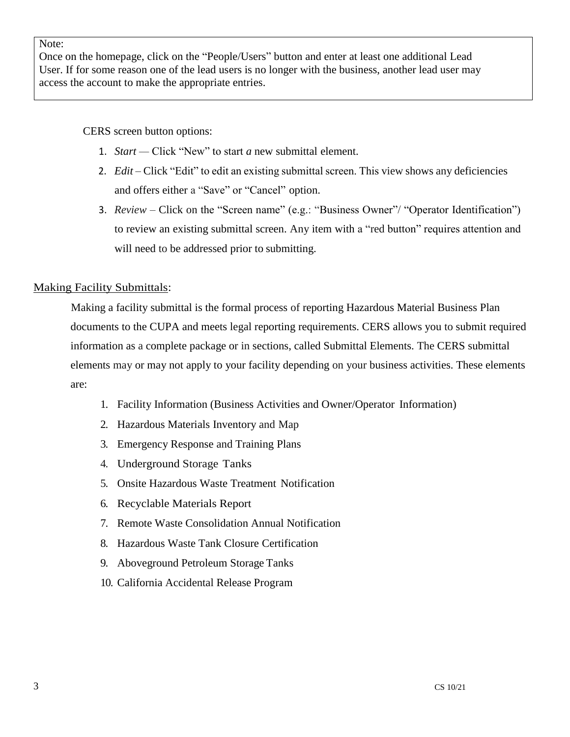> Note:
> Once on the homepage, click on the "People/Users" button and enter at least one additional Lead User. If for some reason one of the lead users is no longer with the business, another lead user may access the account to make the appropriate entries.

CERS screen button options:

1. *Start* — Click "New" to start *a* new submittal element.
2. *Edit* – Click "Edit" to edit an existing submittal screen. This view shows any deficiencies and offers either a "Save" or "Cancel" option.
3. *Review* – Click on the "Screen name" (e.g.: "Business Owner"/ "Operator Identification") to review an existing submittal screen. Any item with a "red button" requires attention and will need to be addressed prior to submitting.

<u>Making Facility Submittals</u>:

Making a facility submittal is the formal process of reporting Hazardous Material Business Plan documents to the CUPA and meets legal reporting requirements. CERS allows you to submit required information as a complete package or in sections, called Submittal Elements. The CERS submittal elements may or may not apply to your facility depending on your business activities. These elements are:

1. Facility Information (Business Activities and Owner/Operator Information)
2. Hazardous Materials Inventory and Map
3. Emergency Response and Training Plans
4. Underground Storage Tanks
5. Onsite Hazardous Waste Treatment Notification
6. Recyclable Materials Report
7. Remote Waste Consolidation Annual Notification
8. Hazardous Waste Tank Closure Certification
9. Aboveground Petroleum Storage Tanks
10. California Accidental Release Program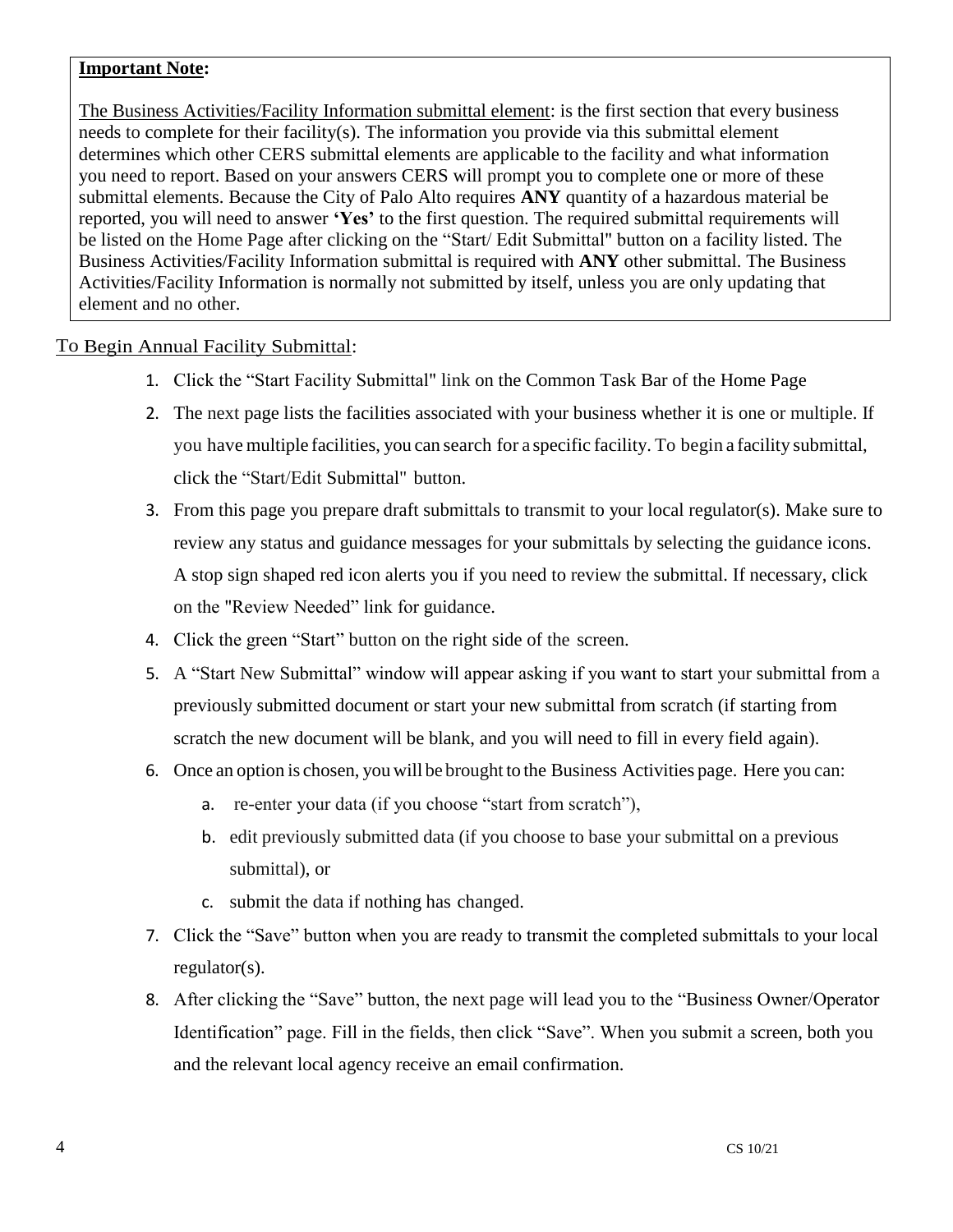**Important Note:**

The Business Activities/Facility Information submittal element: is the first section that every business needs to complete for their facility(s). The information you provide via this submittal element determines which other CERS submittal elements are applicable to the facility and what information you need to report. Based on your answers CERS will prompt you to complete one or more of these submittal elements. Because the City of Palo Alto requires **ANY** quantity of a hazardous material be reported, you will need to answer **'Yes'** to the first question. The required submittal requirements will be listed on the Home Page after clicking on the "Start/ Edit Submittal" button on a facility listed. The Business Activities/Facility Information submittal is required with **ANY** other submittal. The Business Activities/Facility Information is normally not submitted by itself, unless you are only updating that element and no other.

To Begin Annual Facility Submittal:

1. Click the "Start Facility Submittal" link on the Common Task Bar of the Home Page
2. The next page lists the facilities associated with your business whether it is one or multiple. If you have multiple facilities, you can search for a specific facility. To begin a facility submittal, click the "Start/Edit Submittal" button.
3. From this page you prepare draft submittals to transmit to your local regulator(s). Make sure to review any status and guidance messages for your submittals by selecting the guidance icons. A stop sign shaped red icon alerts you if you need to review the submittal. If necessary, click on the "Review Needed" link for guidance.
4. Click the green "Start" button on the right side of the screen.
5. A "Start New Submittal" window will appear asking if you want to start your submittal from a previously submitted document or start your new submittal from scratch (if starting from scratch the new document will be blank, and you will need to fill in every field again).
6. Once an option is chosen, you will be brought to the Business Activities page. Here you can:
   a. re-enter your data (if you choose "start from scratch"),
   b. edit previously submitted data (if you choose to base your submittal on a previous submittal), or
   c. submit the data if nothing has changed.
7. Click the "Save" button when you are ready to transmit the completed submittals to your local regulator(s).
8. After clicking the "Save" button, the next page will lead you to the "Business Owner/Operator Identification" page. Fill in the fields, then click "Save". When you submit a screen, both you and the relevant local agency receive an email confirmation.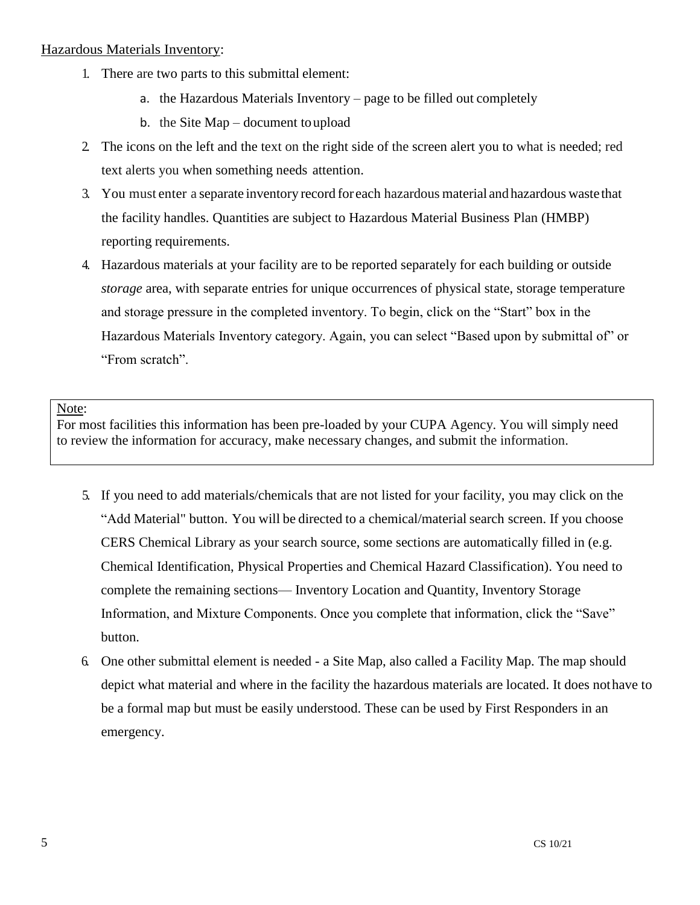Hazardous Materials Inventory:

1. There are two parts to this submittal element:
    a. the Hazardous Materials Inventory – page to be filled out completely
    b. the Site Map – document to upload
2. The icons on the left and the text on the right side of the screen alert you to what is needed; red text alerts you when something needs attention.
3. You must enter a separate inventory record for each hazardous material and hazardous waste that the facility handles. Quantities are subject to Hazardous Material Business Plan (HMBP) reporting requirements.
4. Hazardous materials at your facility are to be reported separately for each building or outside *storage* area, with separate entries for unique occurrences of physical state, storage temperature and storage pressure in the completed inventory. To begin, click on the "Start" box in the Hazardous Materials Inventory category. Again, you can select "Based upon by submittal of" or "From scratch".

> Note:
> For most facilities this information has been pre-loaded by your CUPA Agency. You will simply need to review the information for accuracy, make necessary changes, and submit the information.

5. If you need to add materials/chemicals that are not listed for your facility, you may click on the "Add Material" button. You will be directed to a chemical/material search screen. If you choose CERS Chemical Library as your search source, some sections are automatically filled in (e.g. Chemical Identification, Physical Properties and Chemical Hazard Classification). You need to complete the remaining sections— Inventory Location and Quantity, Inventory Storage Information, and Mixture Components. Once you complete that information, click the "Save" button.
6. One other submittal element is needed - a Site Map, also called a Facility Map. The map should depict what material and where in the facility the hazardous materials are located. It does not have to be a formal map but must be easily understood. These can be used by First Responders in an emergency.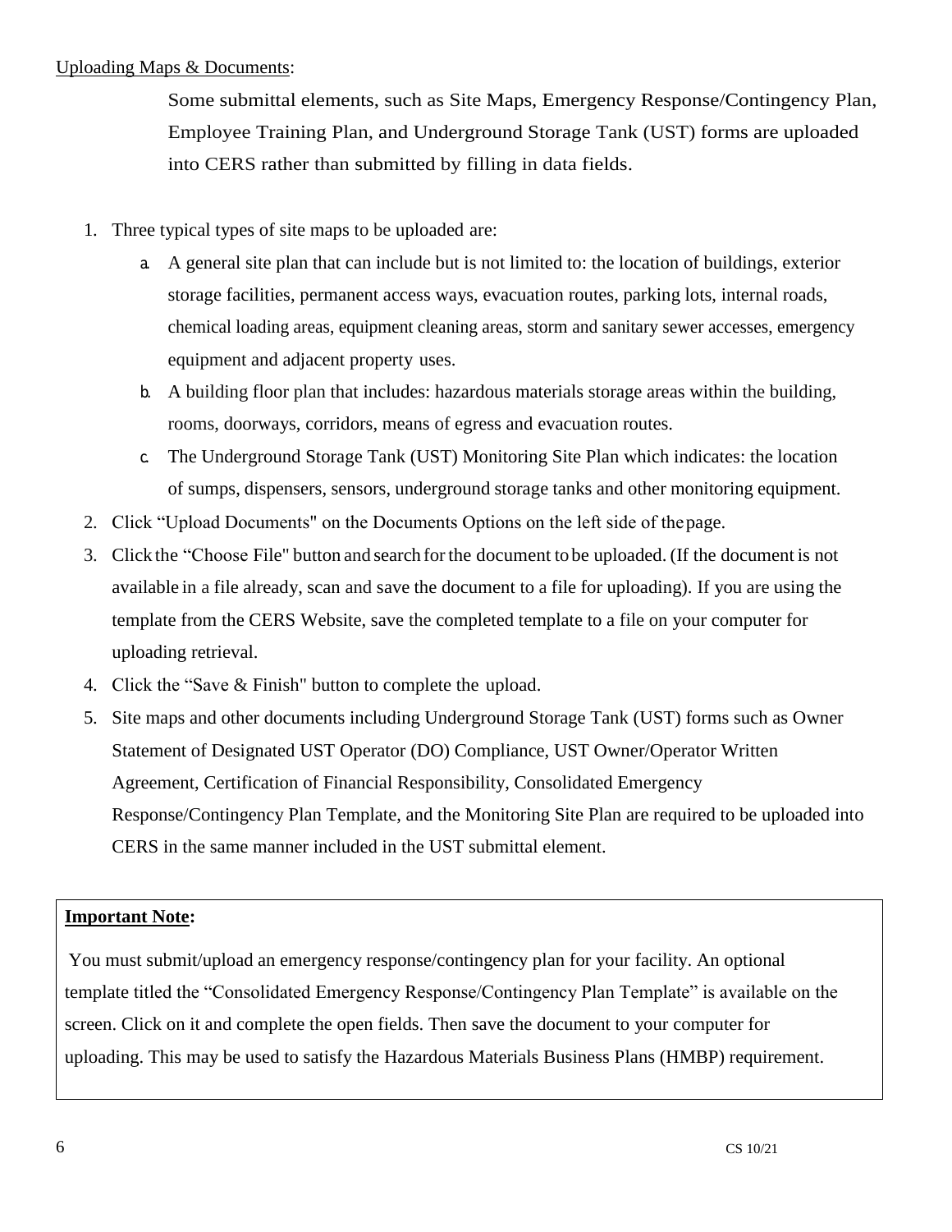<u>Uploading Maps & Documents</u>:

Some submittal elements, such as Site Maps, Emergency Response/Contingency Plan, Employee Training Plan, and Underground Storage Tank (UST) forms are uploaded into CERS rather than submitted by filling in data fields.

1. Three typical types of site maps to be uploaded are:
   a. A general site plan that can include but is not limited to: the location of buildings, exterior storage facilities, permanent access ways, evacuation routes, parking lots, internal roads, chemical loading areas, equipment cleaning areas, storm and sanitary sewer accesses, emergency equipment and adjacent property uses.
   b. A building floor plan that includes: hazardous materials storage areas within the building, rooms, doorways, corridors, means of egress and evacuation routes.
   c. The Underground Storage Tank (UST) Monitoring Site Plan which indicates: the location of sumps, dispensers, sensors, underground storage tanks and other monitoring equipment.
2. Click "Upload Documents" on the Documents Options on the left side of the page.
3. Click the "Choose File" button and search for the document to be uploaded. (If the document is not available in a file already, scan and save the document to a file for uploading). If you are using the template from the CERS Website, save the completed template to a file on your computer for uploading retrieval.
4. Click the "Save & Finish" button to complete the upload.
5. Site maps and other documents including Underground Storage Tank (UST) forms such as Owner Statement of Designated UST Operator (DO) Compliance, UST Owner/Operator Written Agreement, Certification of Financial Responsibility, Consolidated Emergency Response/Contingency Plan Template, and the Monitoring Site Plan are required to be uploaded into CERS in the same manner included in the UST submittal element.

**<u>Important Note</u>:**

You must submit/upload an emergency response/contingency plan for your facility. An optional template titled the "Consolidated Emergency Response/Contingency Plan Template" is available on the screen. Click on it and complete the open fields. Then save the document to your computer for uploading. This may be used to satisfy the Hazardous Materials Business Plans (HMBP) requirement.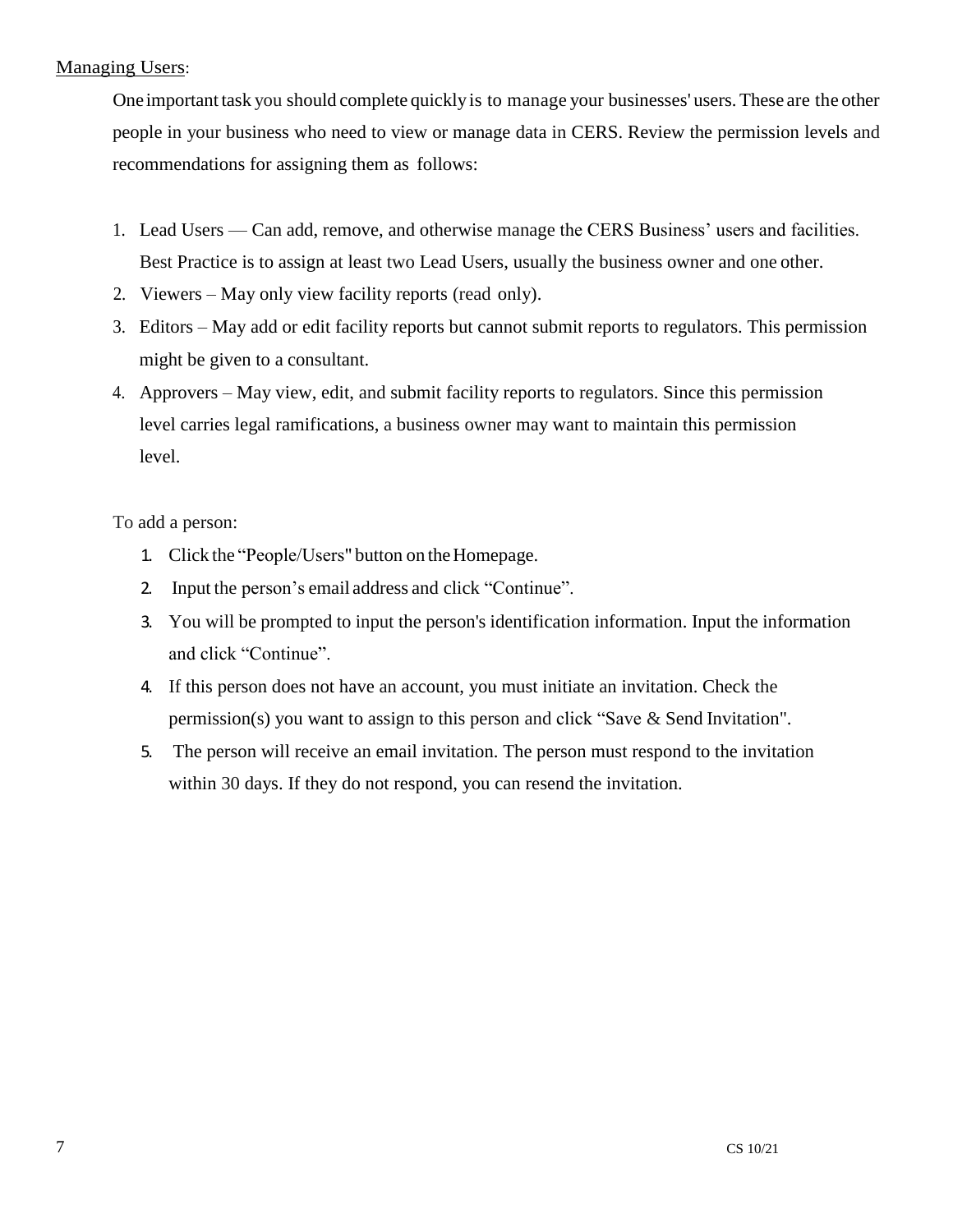<u>Managing Users</u>:

One important task you should complete quickly is to manage your businesses' users. These are the other people in your business who need to view or manage data in CERS. Review the permission levels and recommendations for assigning them as follows:

1. Lead Users — Can add, remove, and otherwise manage the CERS Business' users and facilities. Best Practice is to assign at least two Lead Users, usually the business owner and one other.
2. Viewers – May only view facility reports (read only).
3. Editors – May add or edit facility reports but cannot submit reports to regulators. This permission might be given to a consultant.
4. Approvers – May view, edit, and submit facility reports to regulators. Since this permission level carries legal ramifications, a business owner may want to maintain this permission level.

To add a person:

1. Click the "People/Users" button on the Homepage.
2. Input the person's email address and click "Continue".
3. You will be prompted to input the person's identification information. Input the information and click "Continue".
4. If this person does not have an account, you must initiate an invitation. Check the permission(s) you want to assign to this person and click "Save & Send Invitation".
5. The person will receive an email invitation. The person must respond to the invitation within 30 days. If they do not respond, you can resend the invitation.